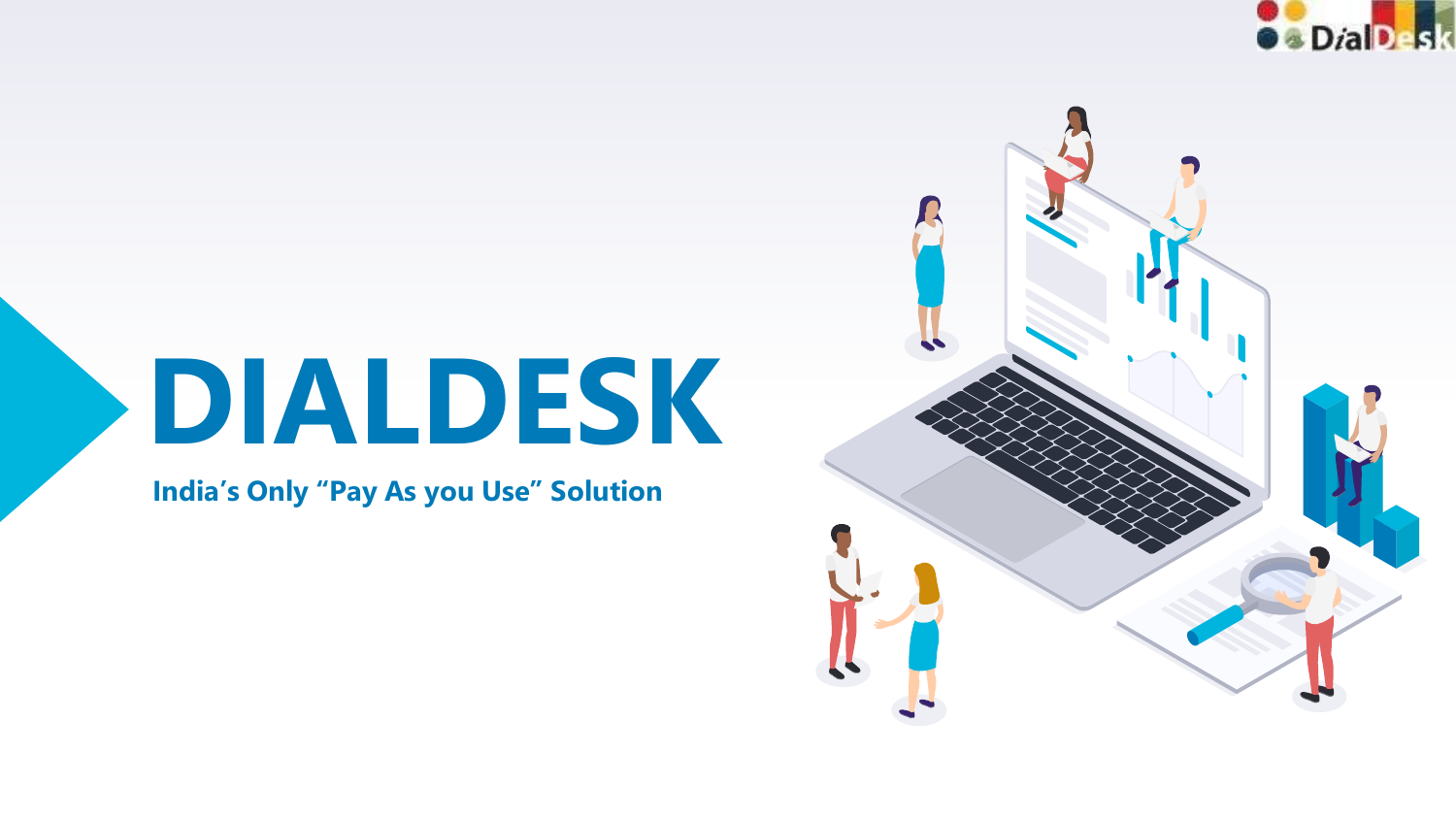# DIALDESK

**India's Only "Pay As you Use" Solution**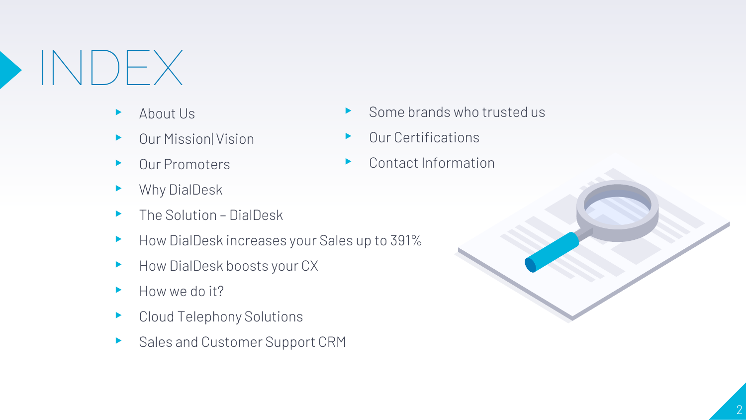# INDEX

- About Us
- Our Mission| Vision
- Our Promoters
- Why DialDesk
- The Solution – DialDesk
- How DialDesk increases your Sales up to 391%
- How DialDesk boosts your CX
- How we do it?
- Cloud Telephony Solutions
- Sales and Customer Support CRM
- Some brands who trusted us
- Our Certifications
- Contact Information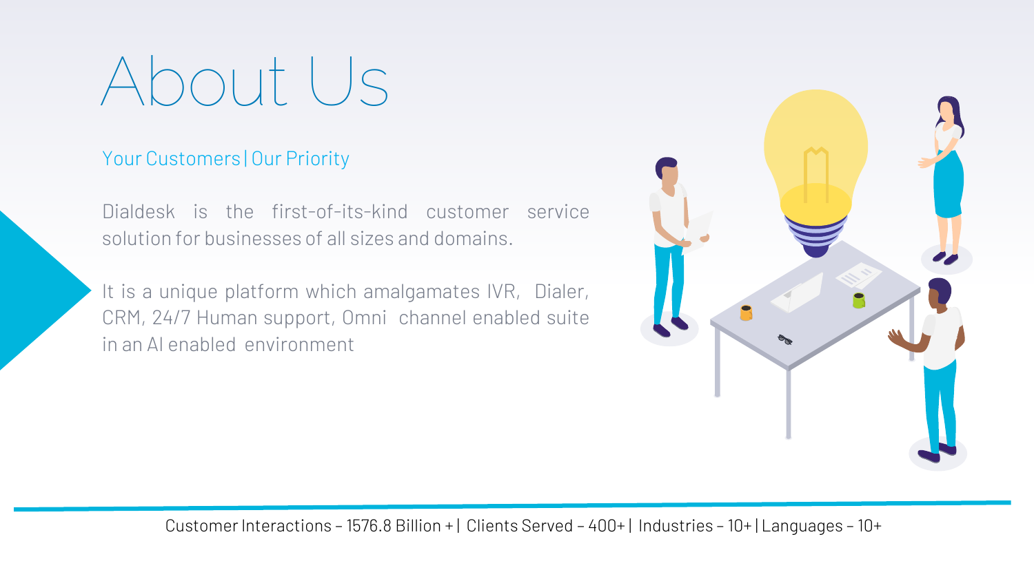# About Us

Your Customers | Our Priority

Dialdesk is the first-of-its-kind customer service solution for businesses of all sizes and domains.

It is a unique platform which amalgamates IVR, Dialer, CRM, 24/7 Human support, Omni channel enabled suite in an AI enabled environment

Customer Interactions – 1576.8 Billion + | Clients Served – 400+ | Industries – 10+ | Languages – 10+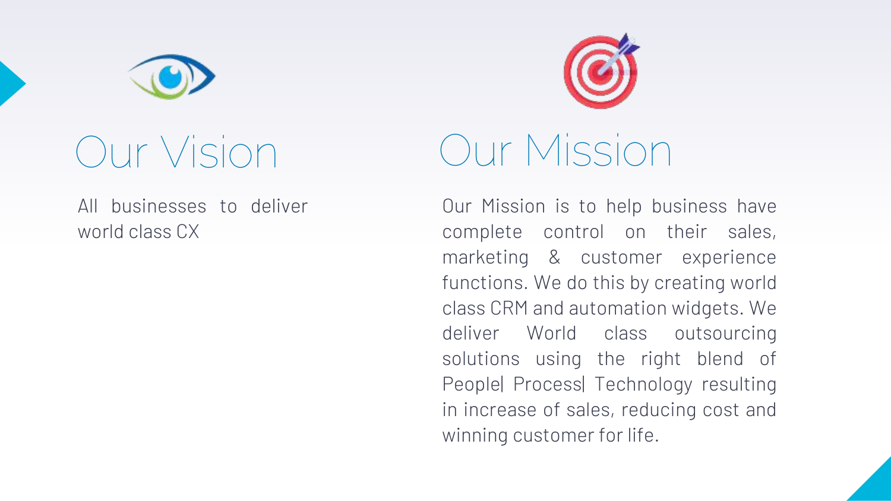## Our Vision

All businesses to deliver world class CX

## Our Mission

Our Mission is to help business have complete control on their sales, marketing & customer experience functions. We do this by creating world class CRM and automation widgets. We deliver World class outsourcing solutions using the right blend of People| Process| Technology resulting in increase of sales, reducing cost and winning customer for life.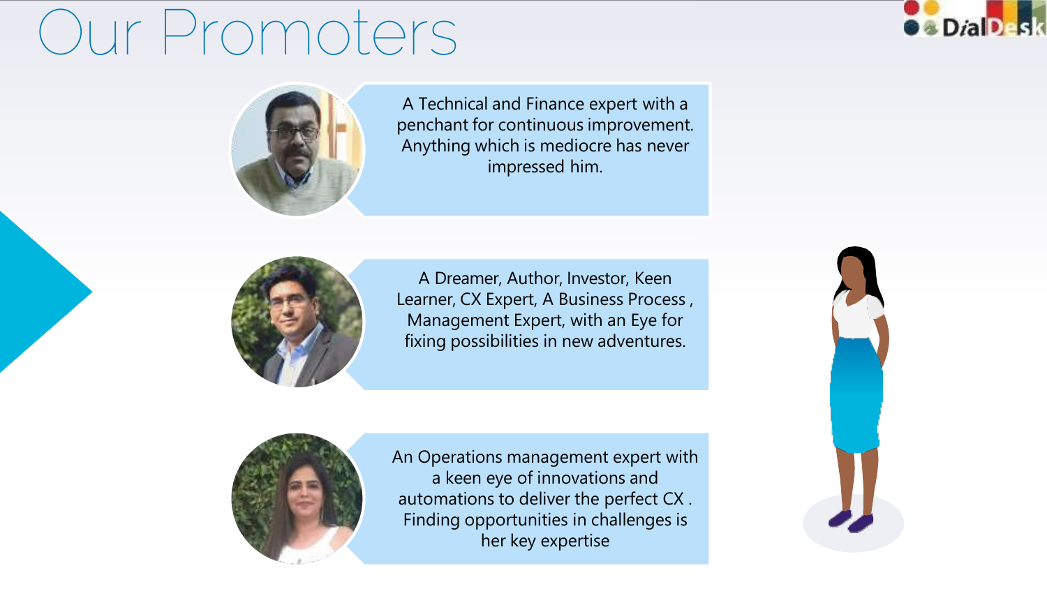# Our Promoters

A Technical and Finance expert with a penchant for continuous improvement. Anything which is mediocre has never impressed him.

A Dreamer, Author, Investor, Keen Learner, CX Expert, A Business Process , Management Expert, with an Eye for fixing possibilities in new adventures.

An Operations management expert with a keen eye of innovations and automations to deliver the perfect CX . Finding opportunities in challenges is her key expertise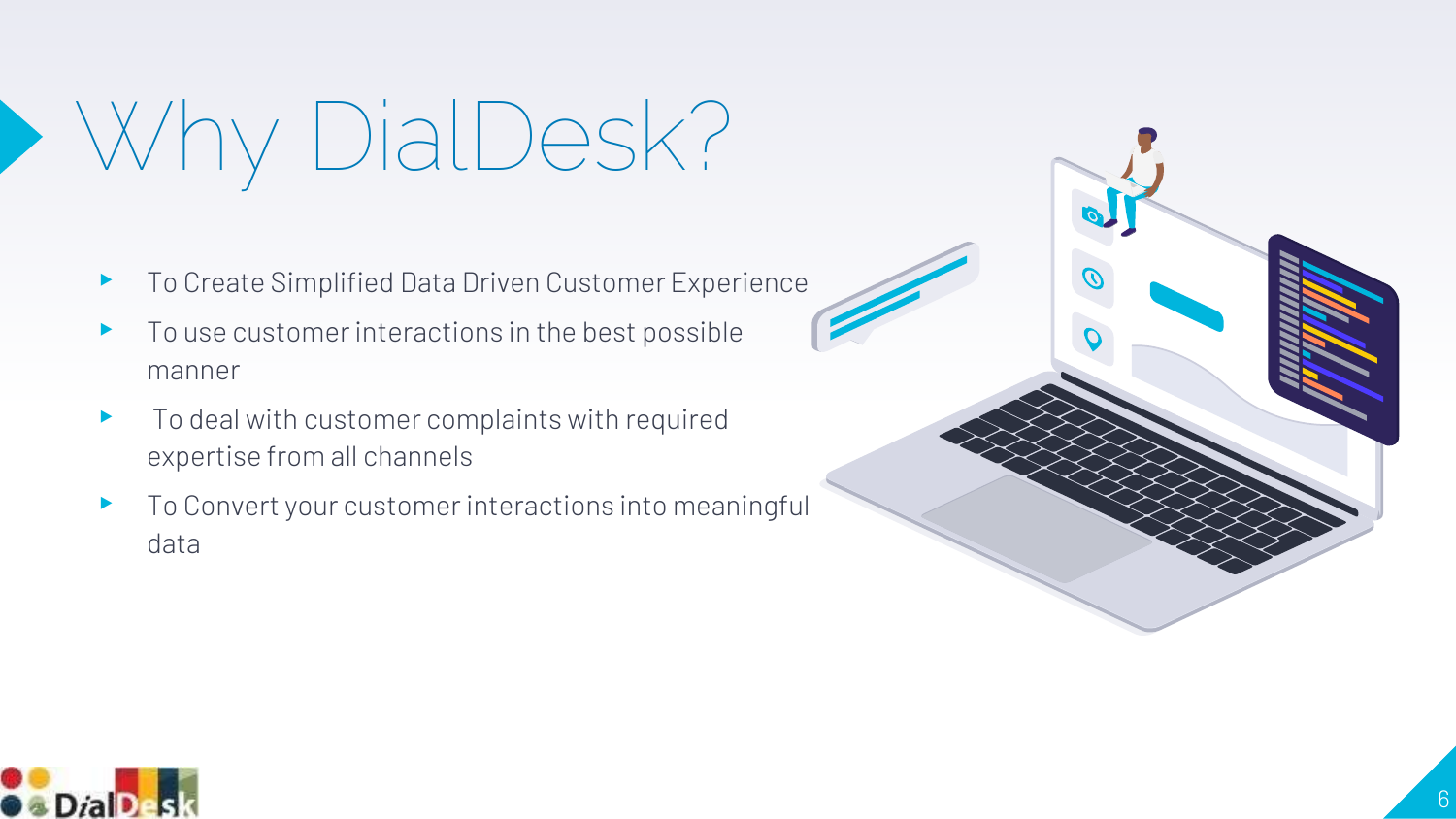# Why DialDesk?

- To Create Simplified Data Driven Customer Experience
- To use customer interactions in the best possible manner
- To deal with customer complaints with required expertise from all channels
- To Convert your customer interactions into meaningful data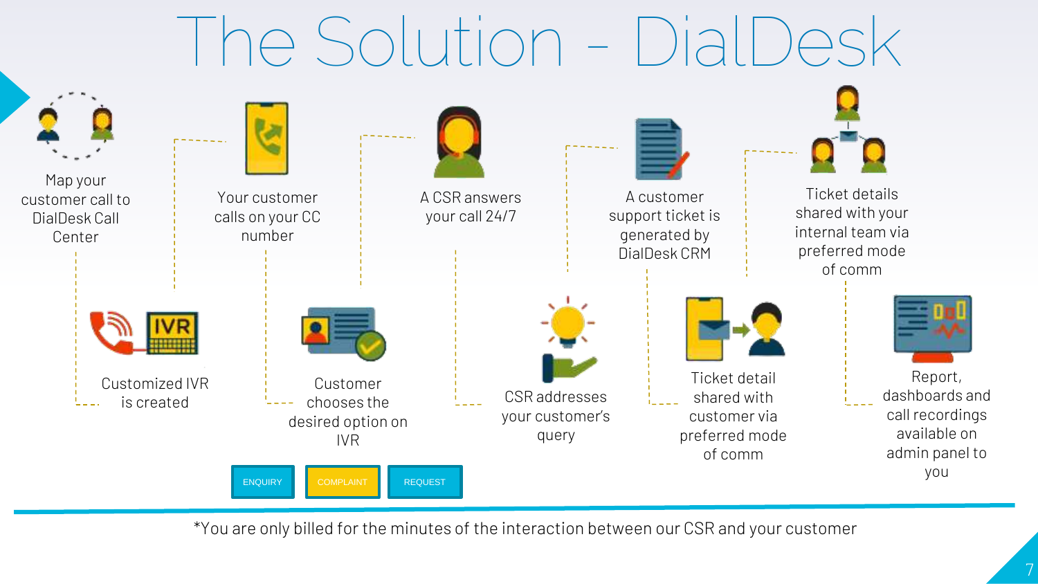# The Solution - DialDesk

Map your customer call to DialDesk Call Center

Your customer calls on your CC number

A CSR answers your call 24/7

A customer support ticket is generated by DialDesk CRM

Ticket details shared with your internal team via preferred mode of comm

Customized IVR is created

Customer chooses the desired option on IVR

ENQUIRY

COMPLAINT

REQUEST

CSR addresses your customer's query

Ticket detail shared with customer via preferred mode of comm

Report, dashboards and call recordings available on admin panel to you

*You are only billed for the minutes of the interaction between our CSR and your customer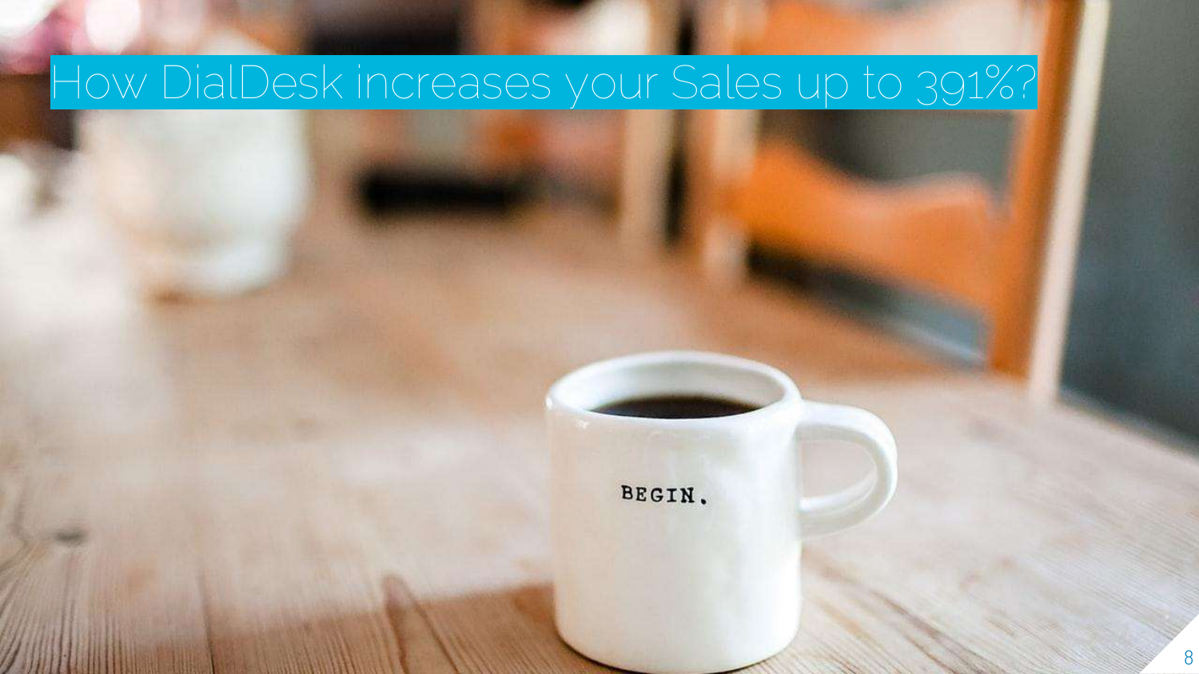# How DialDesk increases your Sales up to 391%?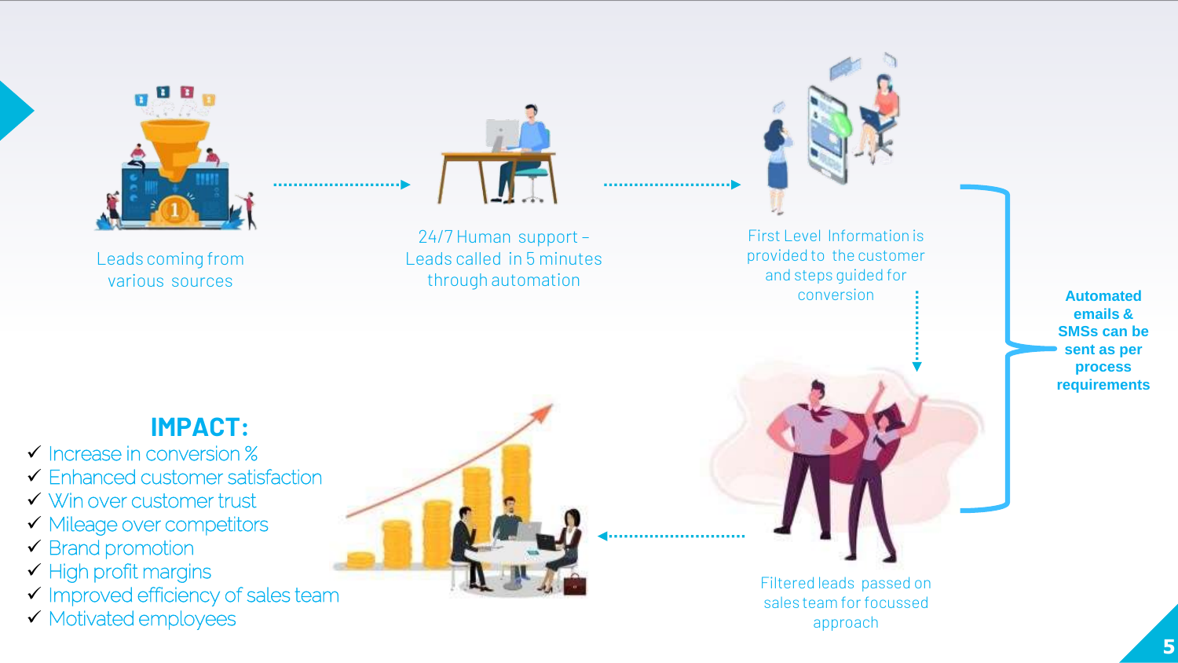Leads coming from various sources

24/7 Human support – Leads called in 5 minutes through automation

First Level Information is provided to the customer and steps guided for conversion

Automated emails & SMSs can be sent as per process requirements

Filtered leads passed on sales team for focussed approach

## IMPACT:

- ✓ Increase in conversion %
- ✓ Enhanced customer satisfaction
- ✓ Win over customer trust
- ✓ Mileage over competitors
- ✓ Brand promotion
- ✓ High profit margins
- ✓ Improved efficiency of sales team
- ✓ Motivated employees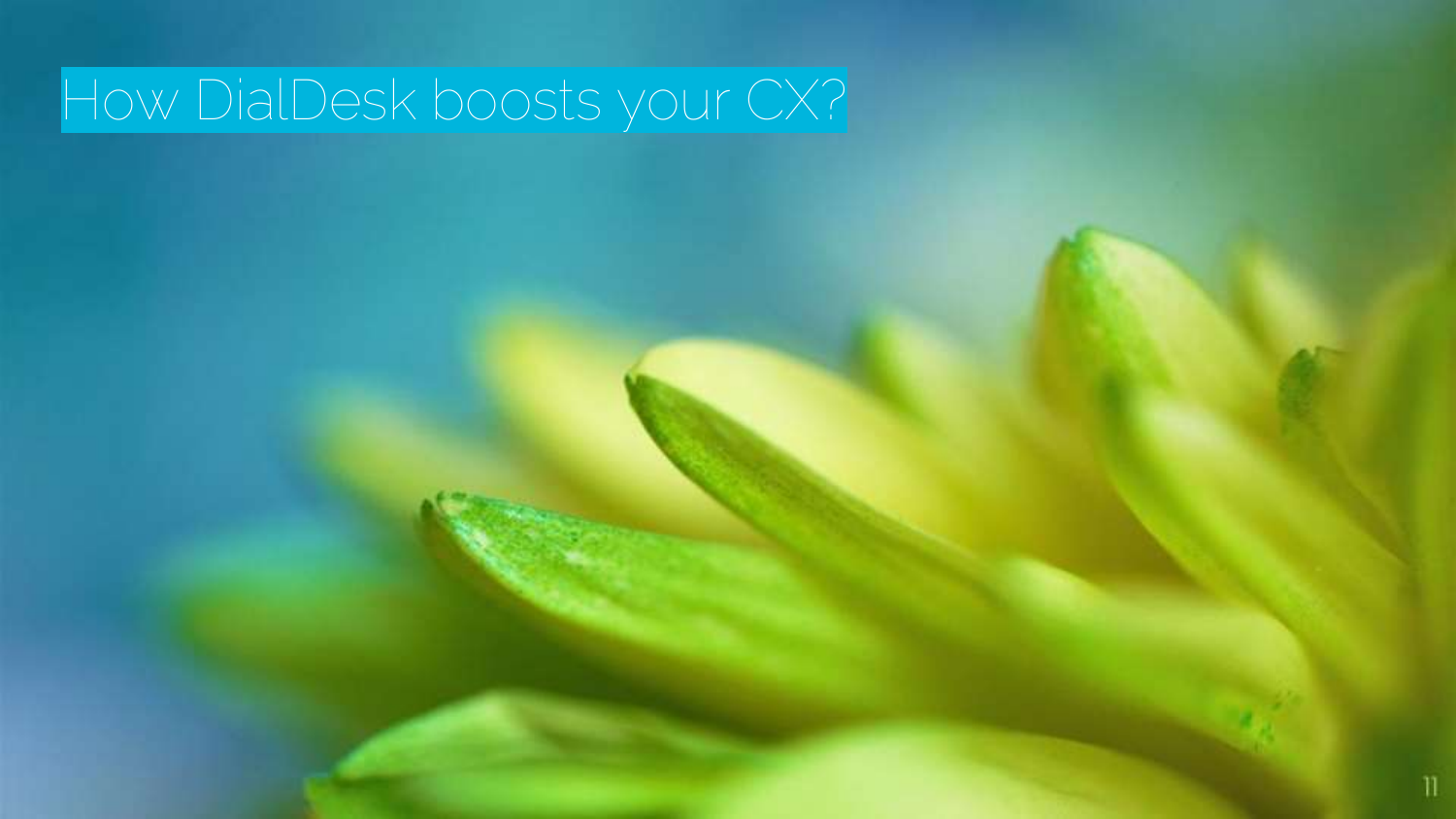# How DialDesk boosts your CX?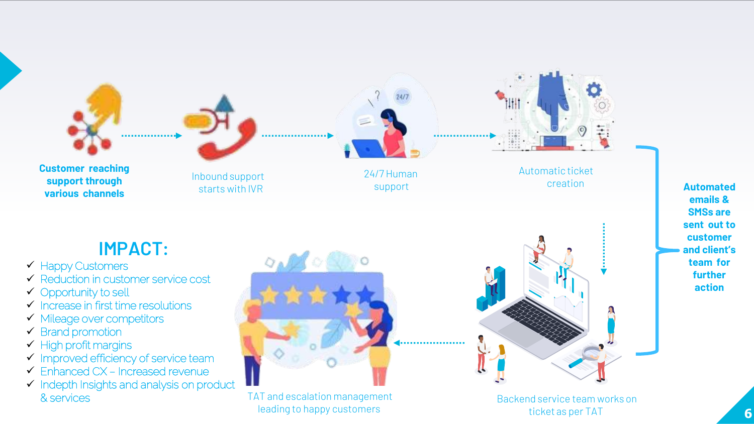**Customer reaching support through various channels**

Inbound support starts with IVR

24/7 Human support

Automatic ticket creation

**Automated emails & SMSs are sent out to customer and client's team for further action**

Backend service team works on ticket as per TAT

TAT and escalation management leading to happy customers

## IMPACT:

- ✓ Happy Customers
- ✓ Reduction in customer service cost
- ✓ Opportunity to sell
- ✓ Increase in first time resolutions
- ✓ Mileage over competitors
- ✓ Brand promotion
- ✓ High profit margins
- ✓ Improved efficiency of service team
- ✓ Enhanced CX – Increased revenue
- ✓ Indepth Insights and analysis on product & services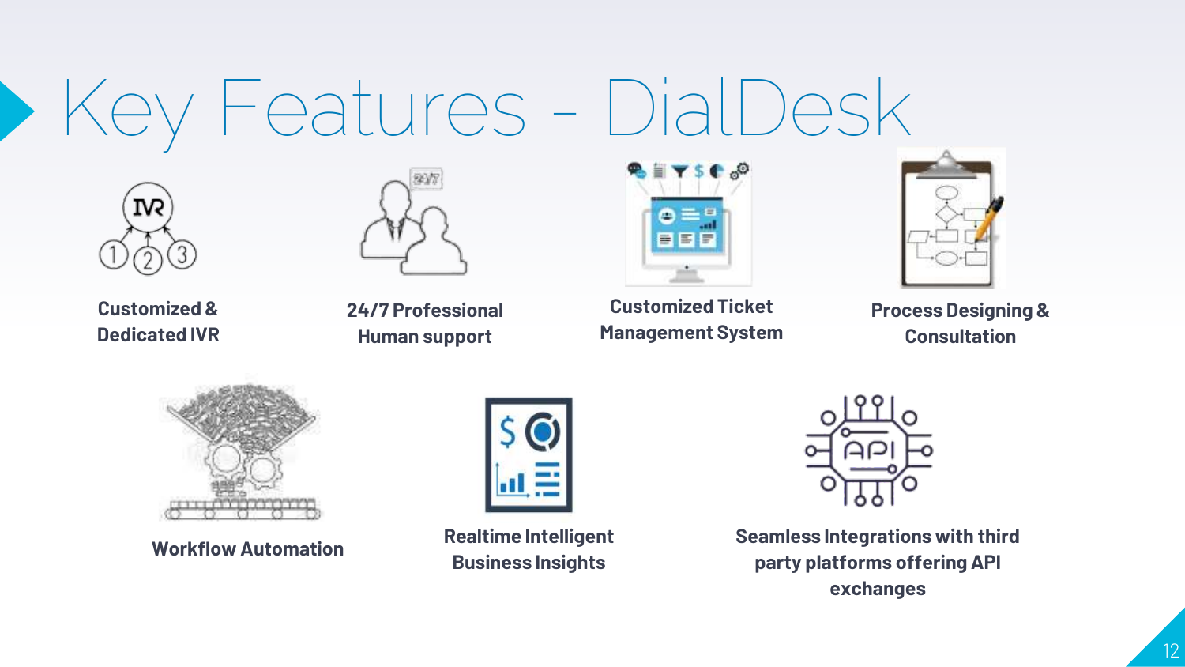# Key Features - DialDesk

Customized & Dedicated IVR

24/7 Professional Human support

Customized Ticket Management System

Process Designing & Consultation

Workflow Automation

Realtime Intelligent Business Insights

Seamless Integrations with third party platforms offering API exchanges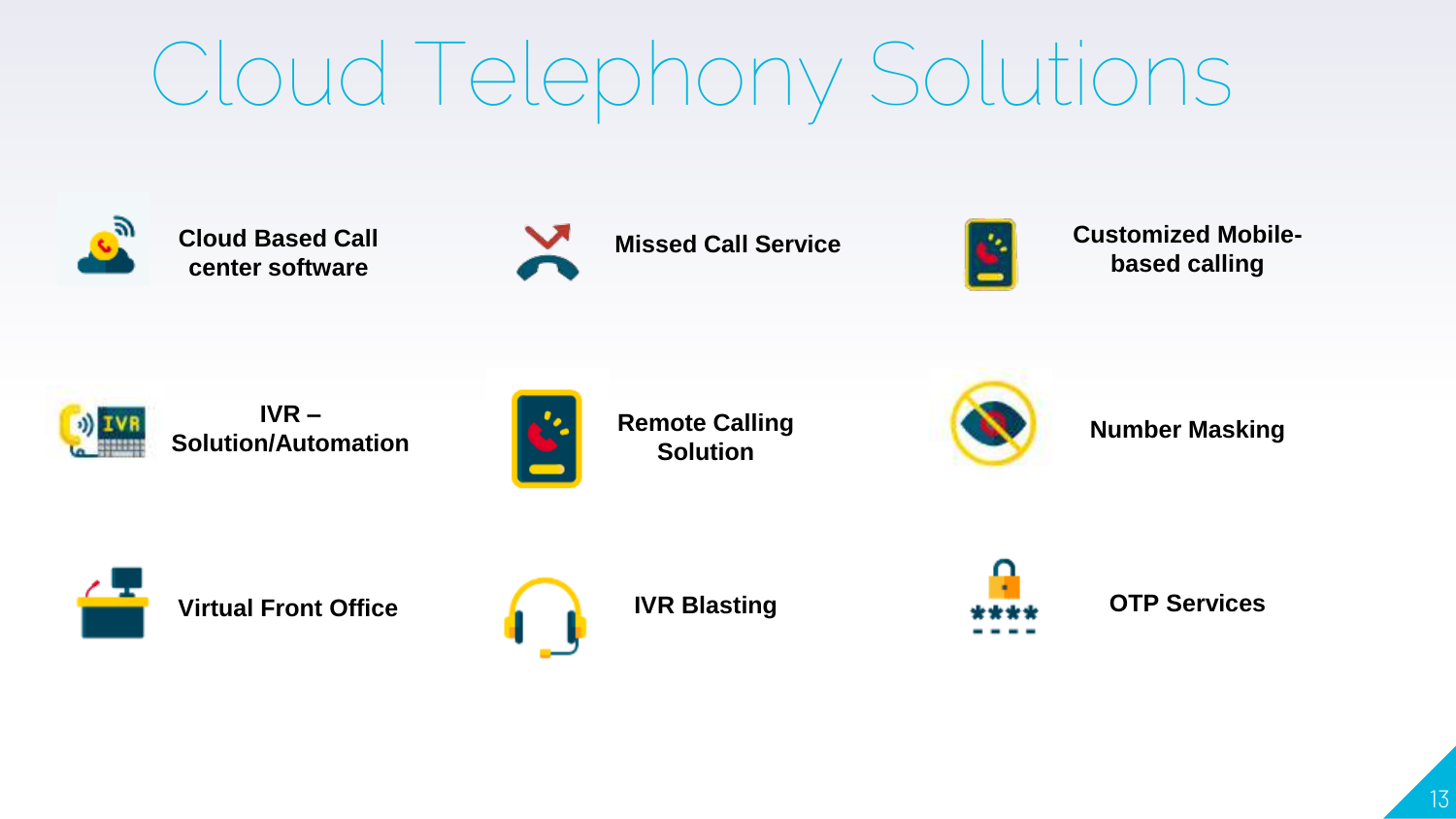# Cloud Telephony Solutions

- Cloud Based Call center software
- Missed Call Service
- Customized Mobile-based calling
- IVR – Solution/Automation
- Remote Calling Solution
- Number Masking
- Virtual Front Office
- IVR Blasting
- OTP Services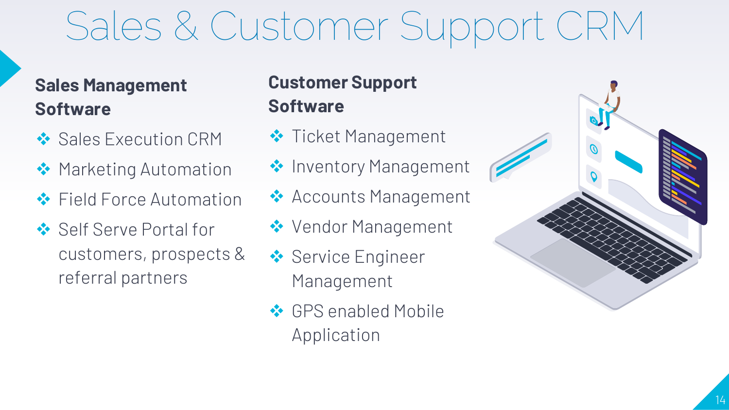# Sales & Customer Support CRM

## Sales Management Software

- Sales Execution CRM
- Marketing Automation
- Field Force Automation
- Self Serve Portal for customers, prospects & referral partners

## Customer Support Software

- Ticket Management
- Inventory Management
- Accounts Management
- Vendor Management
- Service Engineer Management
- GPS enabled Mobile Application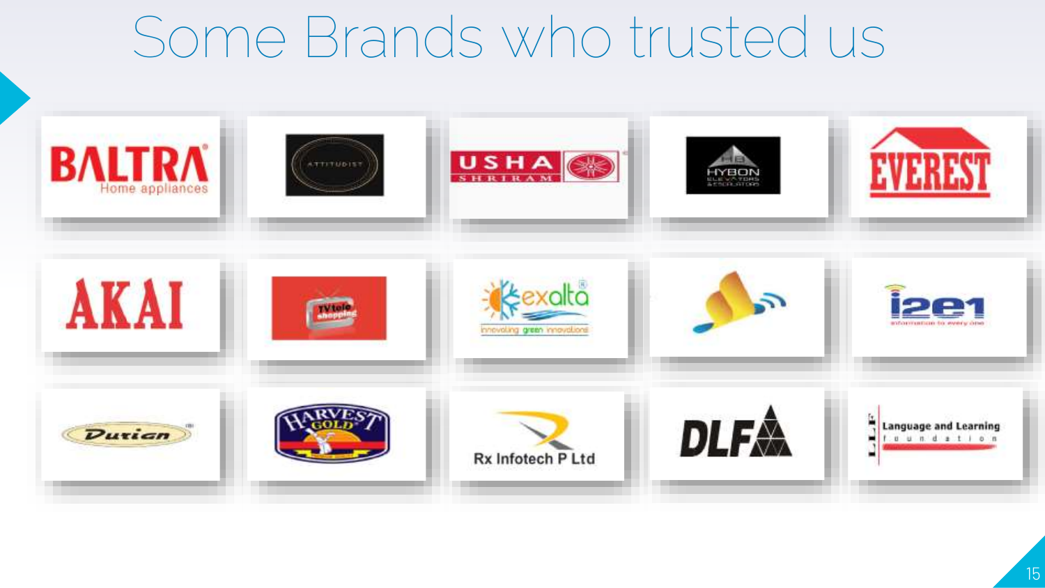# Some Brands who trusted us

BALTRA Home appliances

ATTITUDIST

USHA SHRIRAM

HYBON ELEVATORS & ESCALATORS

EVEREST

AKAI

TV tele shopping

exalta innovating green innovations

i2e1 information to every one

Durian

HARVEST GOLD

Rx Infotech P Ltd

DLF

Language and Learning foundation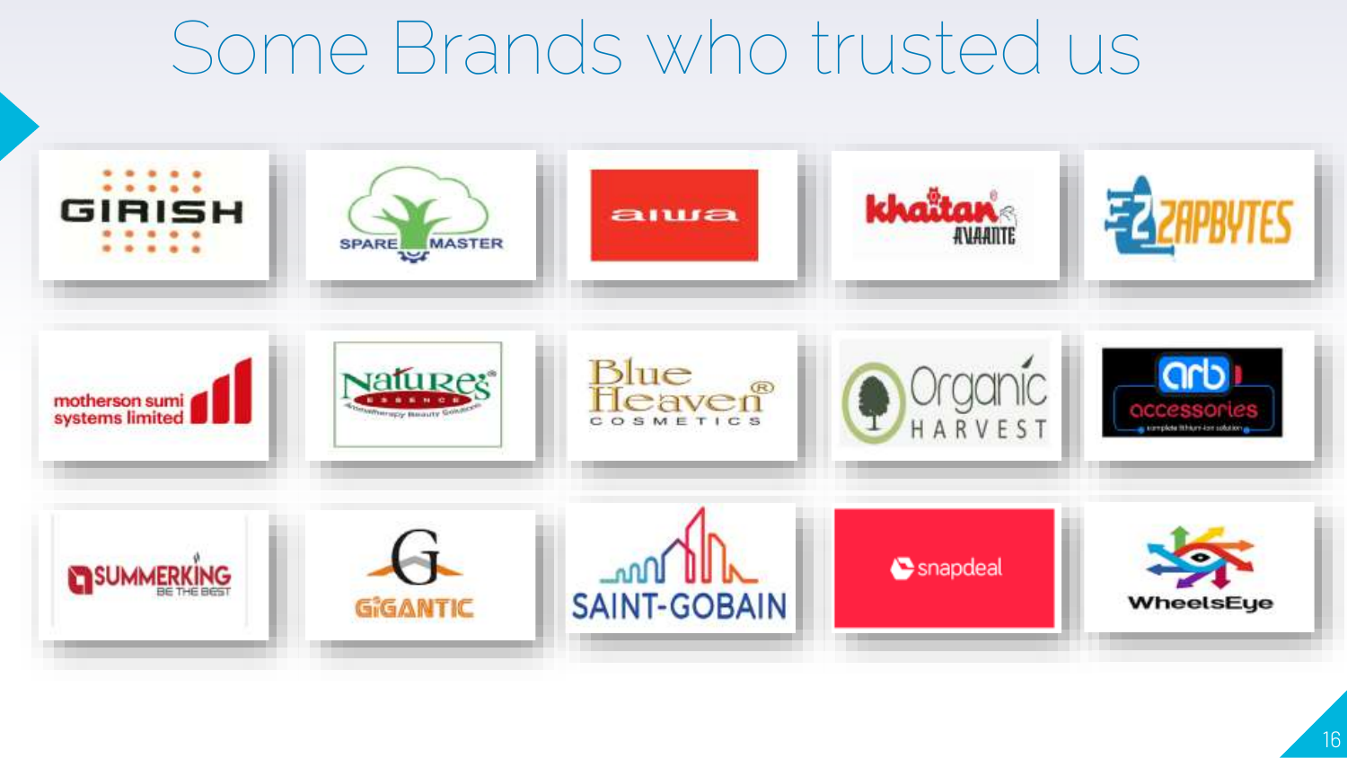# Some Brands who trusted us

GIRISH

SPARE MASTER

aiwa

khaitan AVAANTE

EZ ZAPBYTES

motherson sumi systems limited

Nature's Essence Aromatherapy Beauty Solutions

Blue Heaven® COSMETICS

Organic HARVEST

arb accessories complete lithium-ion solution

SUMMERKING BE THE BEST

G GIGANTIC

SAINT-GOBAIN

snapdeal

WheelsEye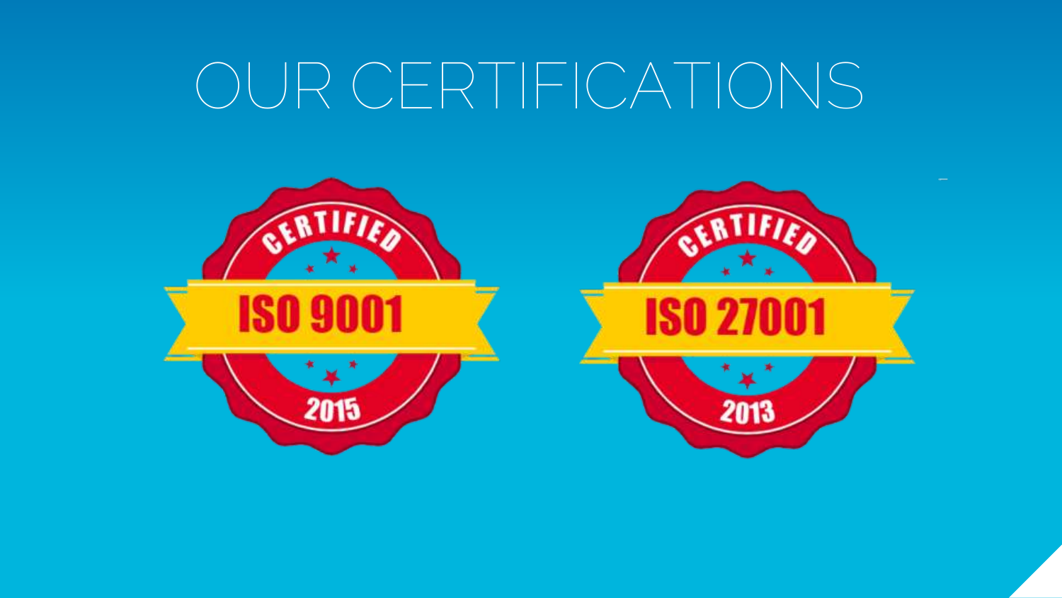# OUR CERTIFICATIONS

CERTIFIED

ISO 9001

2015

CERTIFIED

ISO 27001

2013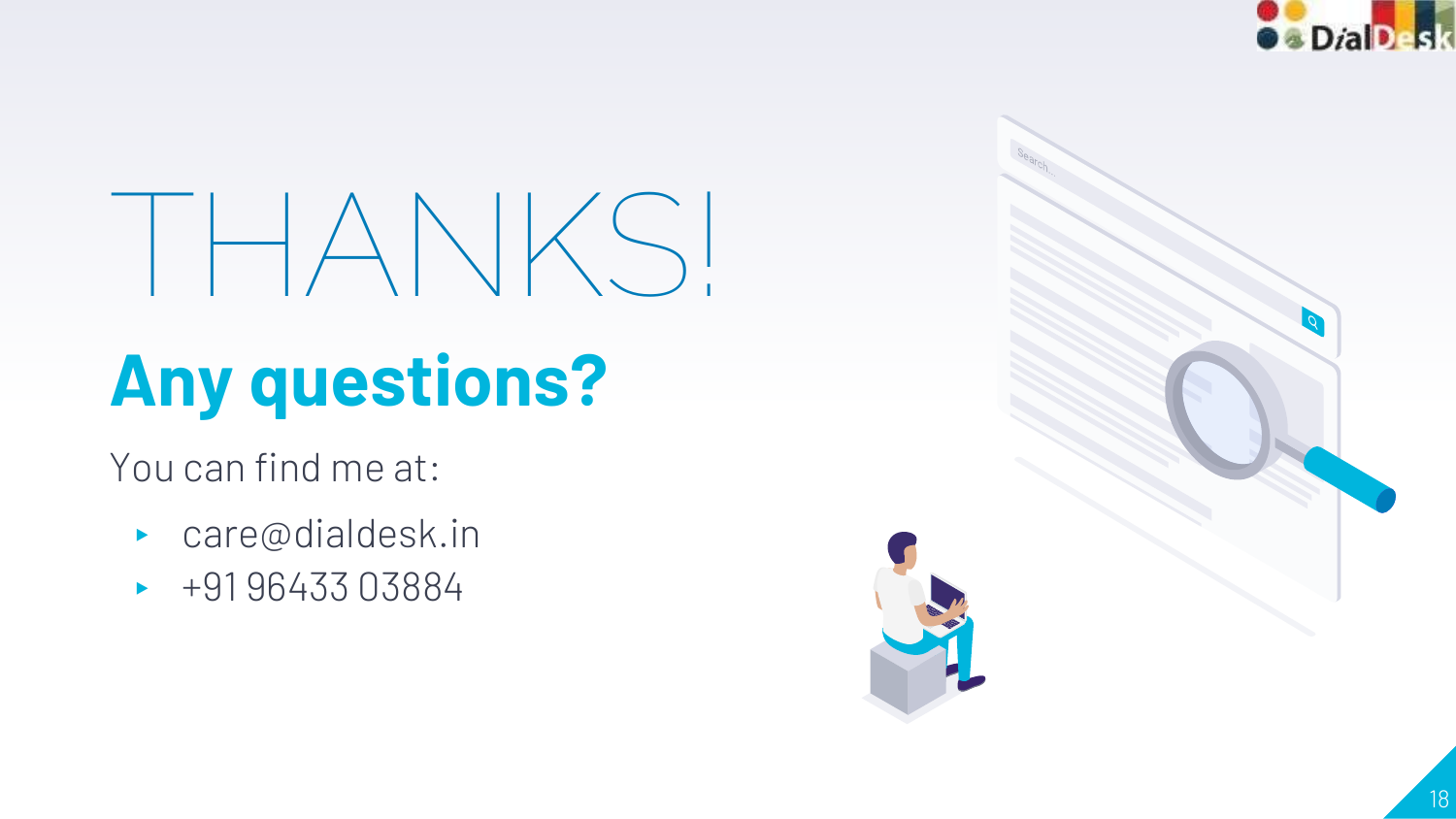# THANKS!

## Any questions?

You can find me at:

- care@dialdesk.in
- +91 96433 03884